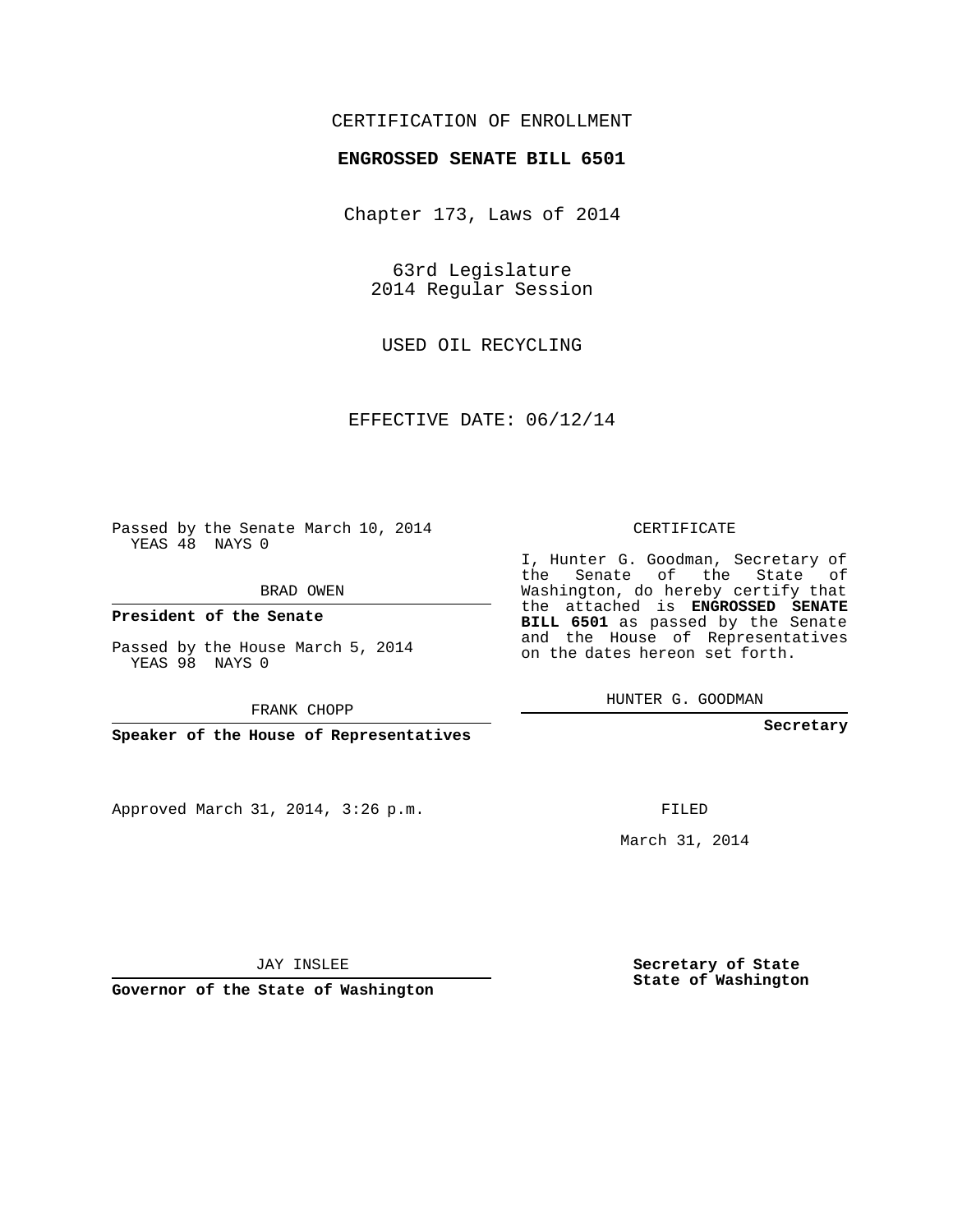CERTIFICATION OF ENROLLMENT

**ENGROSSED SENATE BILL 6501**

Chapter 173, Laws of 2014

63rd Legislature
2014 Regular Session

USED OIL RECYCLING

EFFECTIVE DATE: 06/12/14

Passed by the Senate March 10, 2014
YEAS 48 NAYS 0

BRAD OWEN

**President of the Senate**

Passed by the House March 5, 2014
YEAS 98 NAYS 0

FRANK CHOPP

**Speaker of the House of Representatives**

Approved March 31, 2014, 3:26 p.m.

JAY INSLEE

**Governor of the State of Washington**

CERTIFICATE

I, Hunter G. Goodman, Secretary of the Senate of the State of Washington, do hereby certify that the attached is **ENGROSSED SENATE BILL 6501** as passed by the Senate and the House of Representatives on the dates hereon set forth.

HUNTER G. GOODMAN

**Secretary**

FILED

March 31, 2014

**Secretary of State**
**State of Washington**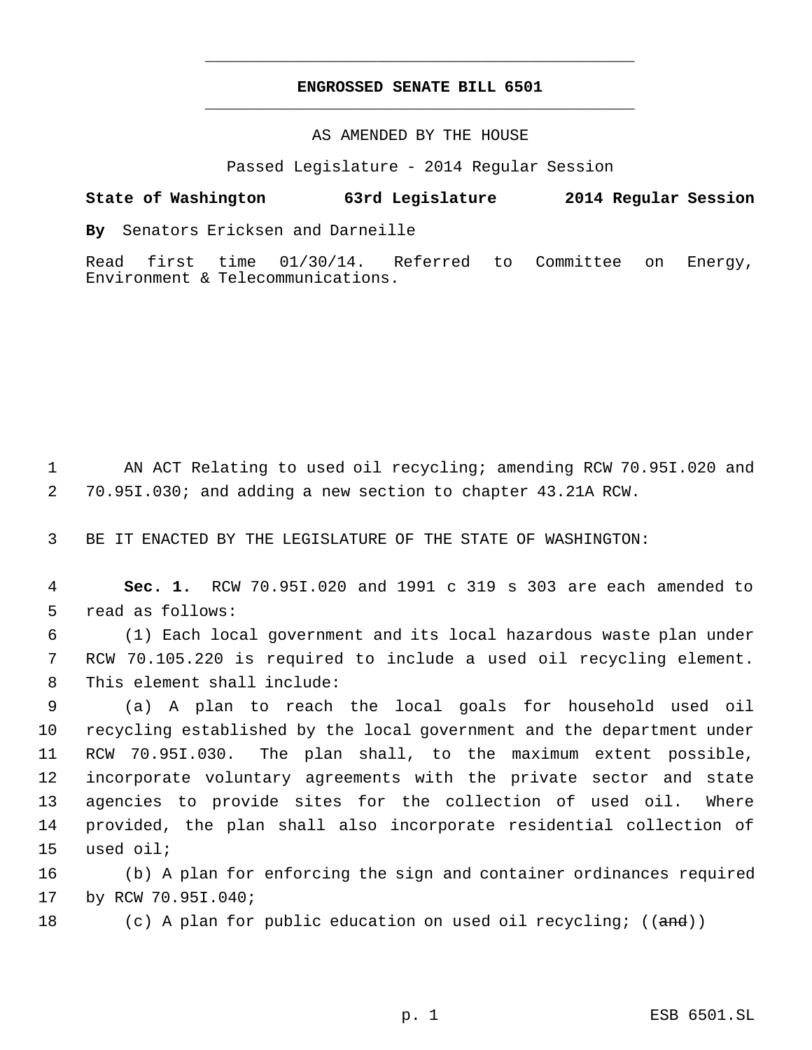# ENGROSSED SENATE BILL 6501

AS AMENDED BY THE HOUSE

Passed Legislature - 2014 Regular Session

**State of Washington 63rd Legislature 2014 Regular Session**

**By** Senators Ericksen and Darneille

Read first time 01/30/14. Referred to Committee on Energy, Environment & Telecommunications.

1 AN ACT Relating to used oil recycling; amending RCW 70.95I.020 and
2 70.95I.030; and adding a new section to chapter 43.21A RCW.

3 BE IT ENACTED BY THE LEGISLATURE OF THE STATE OF WASHINGTON:

4 **Sec. 1.** RCW 70.95I.020 and 1991 c 319 s 303 are each amended to
5 read as follows:

6 (1) Each local government and its local hazardous waste plan under
7 RCW 70.105.220 is required to include a used oil recycling element.
8 This element shall include:

9 (a) A plan to reach the local goals for household used oil
10 recycling established by the local government and the department under
11 RCW 70.95I.030. The plan shall, to the maximum extent possible,
12 incorporate voluntary agreements with the private sector and state
13 agencies to provide sites for the collection of used oil. Where
14 provided, the plan shall also incorporate residential collection of
15 used oil;

16 (b) A plan for enforcing the sign and container ordinances required
17 by RCW 70.95I.040;

18 (c) A plan for public education on used oil recycling; ((~~and~~))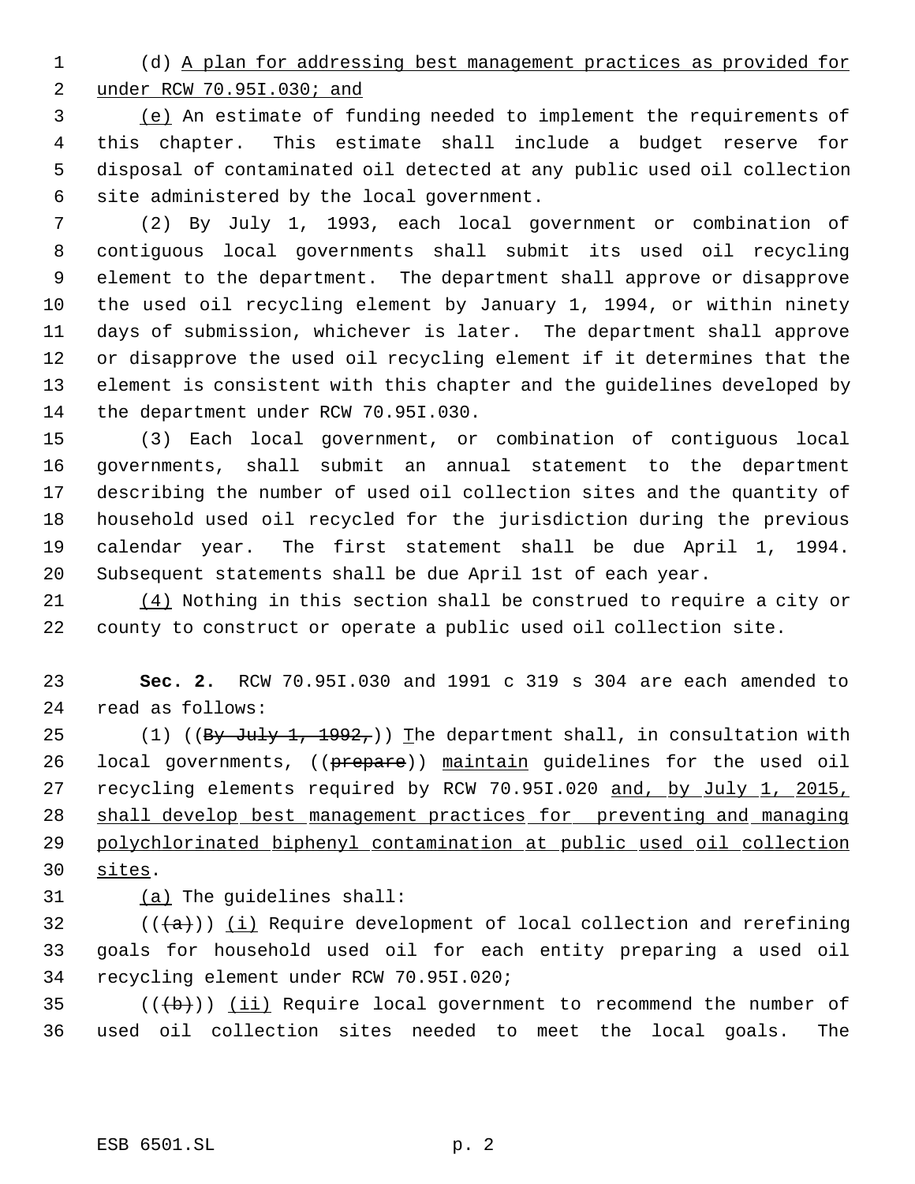(d) A plan for addressing best management practices as provided for under RCW 70.95I.030; and

(e) An estimate of funding needed to implement the requirements of this chapter. This estimate shall include a budget reserve for disposal of contaminated oil detected at any public used oil collection site administered by the local government.

(2) By July 1, 1993, each local government or combination of contiguous local governments shall submit its used oil recycling element to the department. The department shall approve or disapprove the used oil recycling element by January 1, 1994, or within ninety days of submission, whichever is later. The department shall approve or disapprove the used oil recycling element if it determines that the element is consistent with this chapter and the guidelines developed by the department under RCW 70.95I.030.

(3) Each local government, or combination of contiguous local governments, shall submit an annual statement to the department describing the number of used oil collection sites and the quantity of household used oil recycled for the jurisdiction during the previous calendar year. The first statement shall be due April 1, 1994. Subsequent statements shall be due April 1st of each year.

(4) Nothing in this section shall be construed to require a city or county to construct or operate a public used oil collection site.

**Sec. 2.** RCW 70.95I.030 and 1991 c 319 s 304 are each amended to read as follows:

(1) ((~~By July 1, 1992,~~)) The department shall, in consultation with local governments, ((~~prepare~~)) maintain guidelines for the used oil recycling elements required by RCW 70.95I.020 and, by July 1, 2015, shall develop best management practices for preventing and managing polychlorinated biphenyl contamination at public used oil collection sites.

(a) The guidelines shall:

((~~(a)~~)) (i) Require development of local collection and rerefining goals for household used oil for each entity preparing a used oil recycling element under RCW 70.95I.020;

((~~(b)~~)) (ii) Require local government to recommend the number of used oil collection sites needed to meet the local goals. The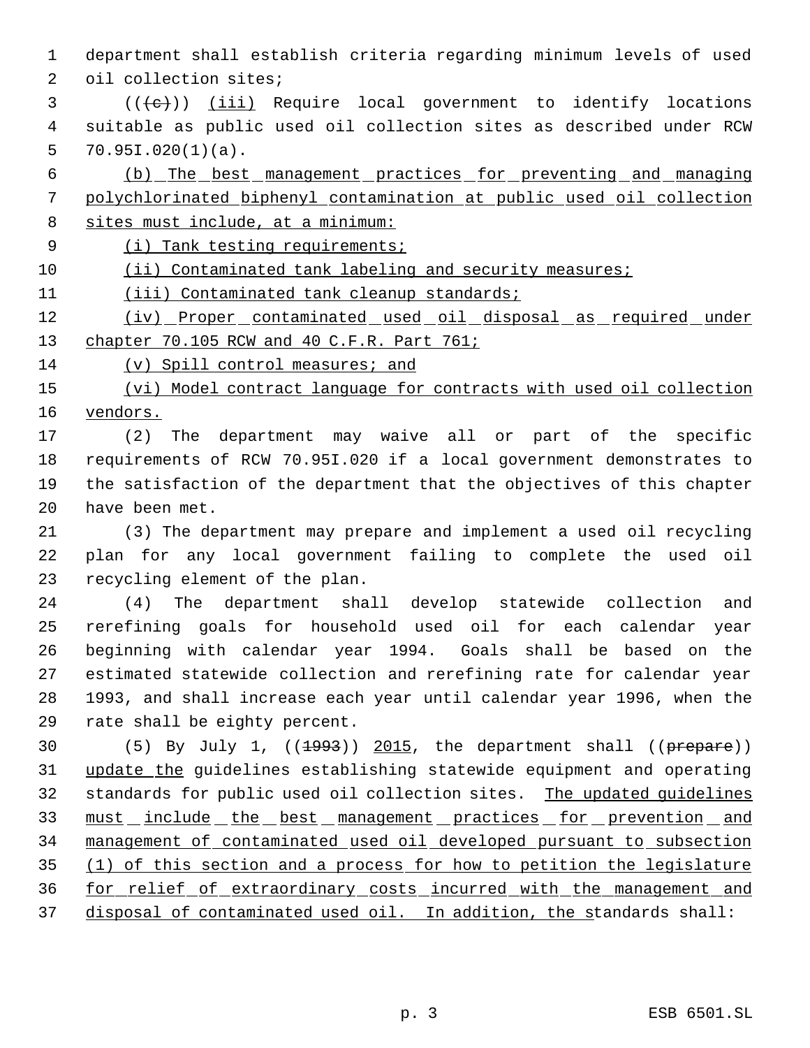department shall establish criteria regarding minimum levels of used oil collection sites;

(((c))) (iii) Require local government to identify locations suitable as public used oil collection sites as described under RCW 70.95I.020(1)(a).

(b) The best management practices for preventing and managing polychlorinated biphenyl contamination at public used oil collection sites must include, at a minimum:

(i) Tank testing requirements;

(ii) Contaminated tank labeling and security measures;

(iii) Contaminated tank cleanup standards;

(iv) Proper contaminated used oil disposal as required under chapter 70.105 RCW and 40 C.F.R. Part 761;

(v) Spill control measures; and

(vi) Model contract language for contracts with used oil collection vendors.

(2) The department may waive all or part of the specific requirements of RCW 70.95I.020 if a local government demonstrates to the satisfaction of the department that the objectives of this chapter have been met.

(3) The department may prepare and implement a used oil recycling plan for any local government failing to complete the used oil recycling element of the plan.

(4) The department shall develop statewide collection and rerefining goals for household used oil for each calendar year beginning with calendar year 1994. Goals shall be based on the estimated statewide collection and rerefining rate for calendar year 1993, and shall increase each year until calendar year 1996, when the rate shall be eighty percent.

(5) By July 1, ((1993)) 2015, the department shall ((prepare)) update the guidelines establishing statewide equipment and operating standards for public used oil collection sites. The updated guidelines must include the best management practices for prevention and management of contaminated used oil developed pursuant to subsection (1) of this section and a process for how to petition the legislature for relief of extraordinary costs incurred with the management and disposal of contaminated used oil. In addition, the standards shall: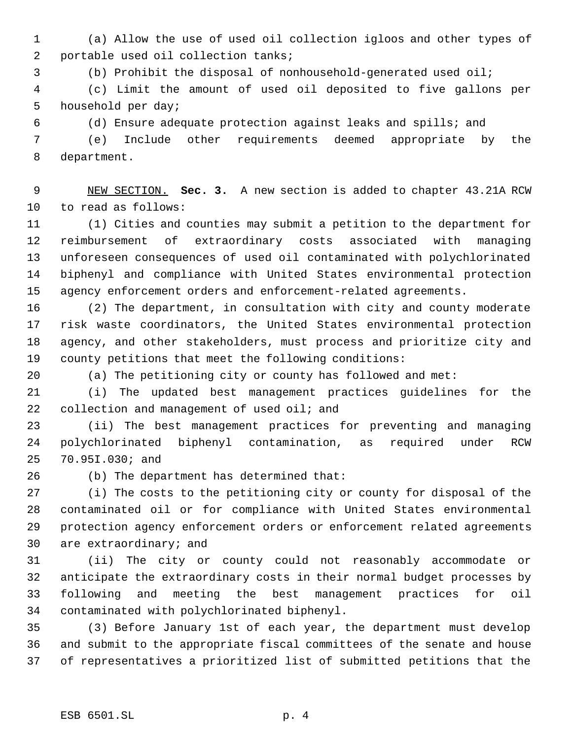(a) Allow the use of used oil collection igloos and other types of portable used oil collection tanks;

(b) Prohibit the disposal of nonhousehold-generated used oil;

(c) Limit the amount of used oil deposited to five gallons per household per day;

(d) Ensure adequate protection against leaks and spills; and

(e) Include other requirements deemed appropriate by the department.

NEW SECTION. **Sec. 3.** A new section is added to chapter 43.21A RCW to read as follows:

(1) Cities and counties may submit a petition to the department for reimbursement of extraordinary costs associated with managing unforeseen consequences of used oil contaminated with polychlorinated biphenyl and compliance with United States environmental protection agency enforcement orders and enforcement-related agreements.

(2) The department, in consultation with city and county moderate risk waste coordinators, the United States environmental protection agency, and other stakeholders, must process and prioritize city and county petitions that meet the following conditions:

(a) The petitioning city or county has followed and met:

(i) The updated best management practices guidelines for the collection and management of used oil; and

(ii) The best management practices for preventing and managing polychlorinated biphenyl contamination, as required under RCW 70.95I.030; and

(b) The department has determined that:

(i) The costs to the petitioning city or county for disposal of the contaminated oil or for compliance with United States environmental protection agency enforcement orders or enforcement related agreements are extraordinary; and

(ii) The city or county could not reasonably accommodate or anticipate the extraordinary costs in their normal budget processes by following and meeting the best management practices for oil contaminated with polychlorinated biphenyl.

(3) Before January 1st of each year, the department must develop and submit to the appropriate fiscal committees of the senate and house of representatives a prioritized list of submitted petitions that the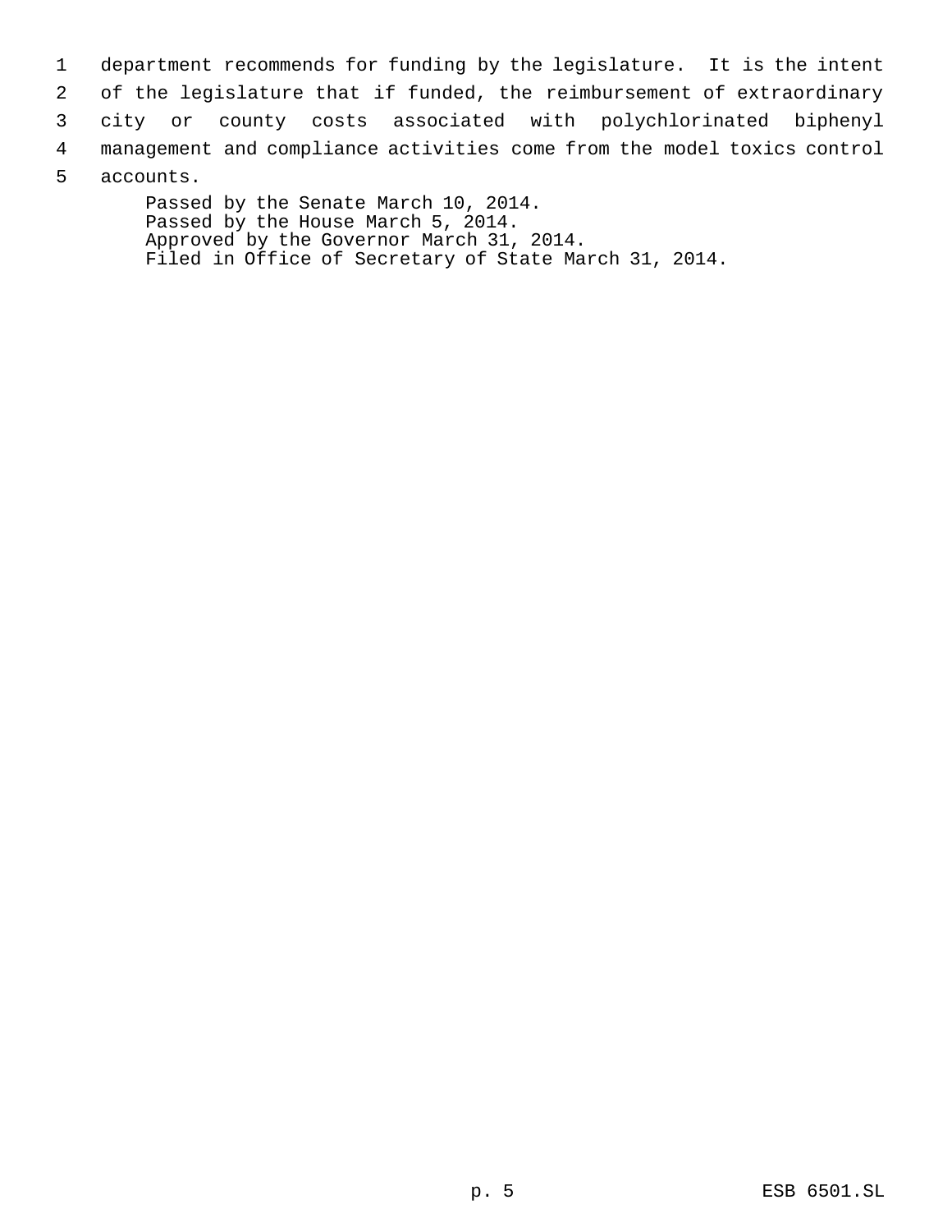department recommends for funding by the legislature. It is the intent of the legislature that if funded, the reimbursement of extraordinary city or county costs associated with polychlorinated biphenyl management and compliance activities come from the model toxics control accounts.

Passed by the Senate March 10, 2014.
Passed by the House March 5, 2014.
Approved by the Governor March 31, 2014.
Filed in Office of Secretary of State March 31, 2014.